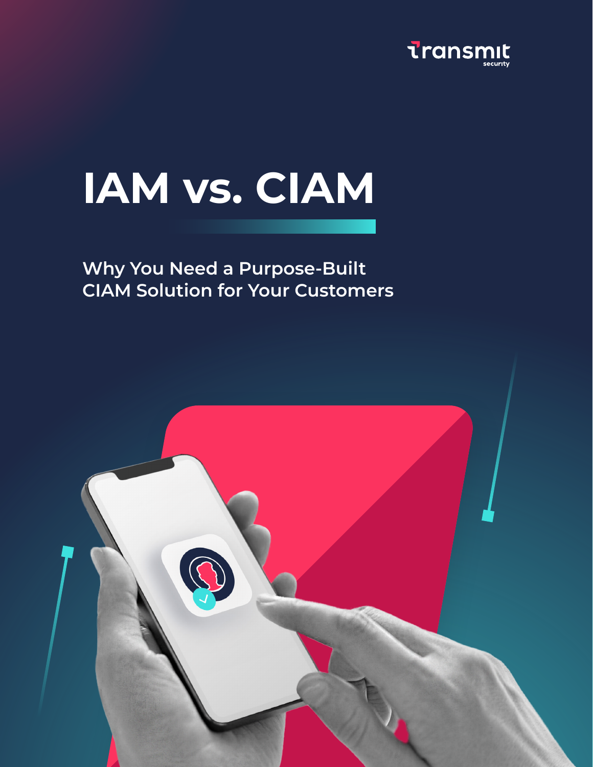Transmit security

# IAM vs. CIAM

## Why You Need a Purpose-Built CIAM Solution for Your Customers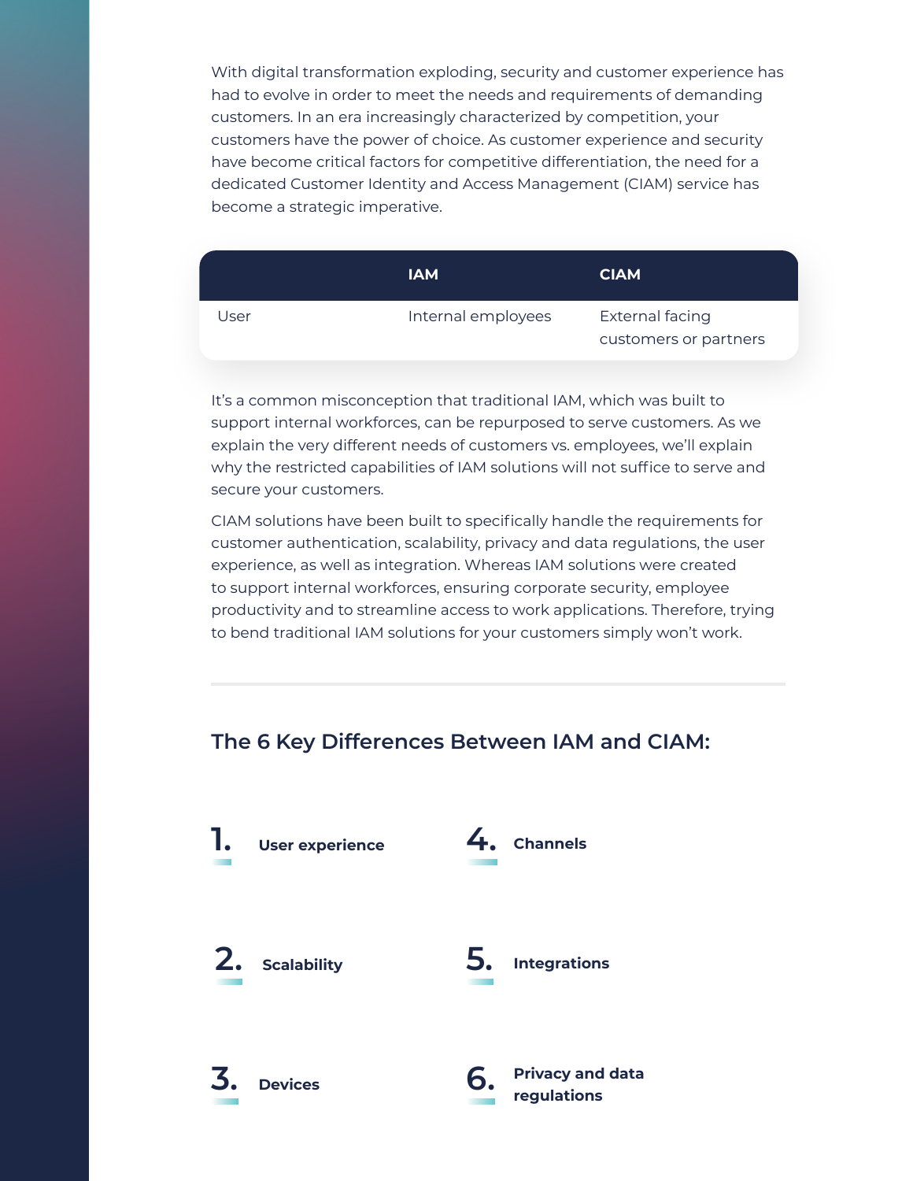With digital transformation exploding, security and customer experience has had to evolve in order to meet the needs and requirements of demanding customers. In an era increasingly characterized by competition, your customers have the power of choice. As customer experience and security have become critical factors for competitive differentiation, the need for a dedicated Customer Identity and Access Management (CIAM) service has become a strategic imperative.

| | IAM | CIAM |
| --- | --- | --- |
| User | Internal employees | External facing customers or partners |

It's a common misconception that traditional IAM, which was built to support internal workforces, can be repurposed to serve customers. As we explain the very different needs of customers vs. employees, we'll explain why the restricted capabilities of IAM solutions will not suffice to serve and secure your customers.

CIAM solutions have been built to specifically handle the requirements for customer authentication, scalability, privacy and data regulations, the user experience, as well as integration. Whereas IAM solutions were created to support internal workforces, ensuring corporate security, employee productivity and to streamline access to work applications. Therefore, trying to bend traditional IAM solutions for your customers simply won't work.

## The 6 Key Differences Between IAM and CIAM:

1. **User experience**
2. **Scalability**
3. **Devices**
4. **Channels**
5. **Integrations**
6. **Privacy and data regulations**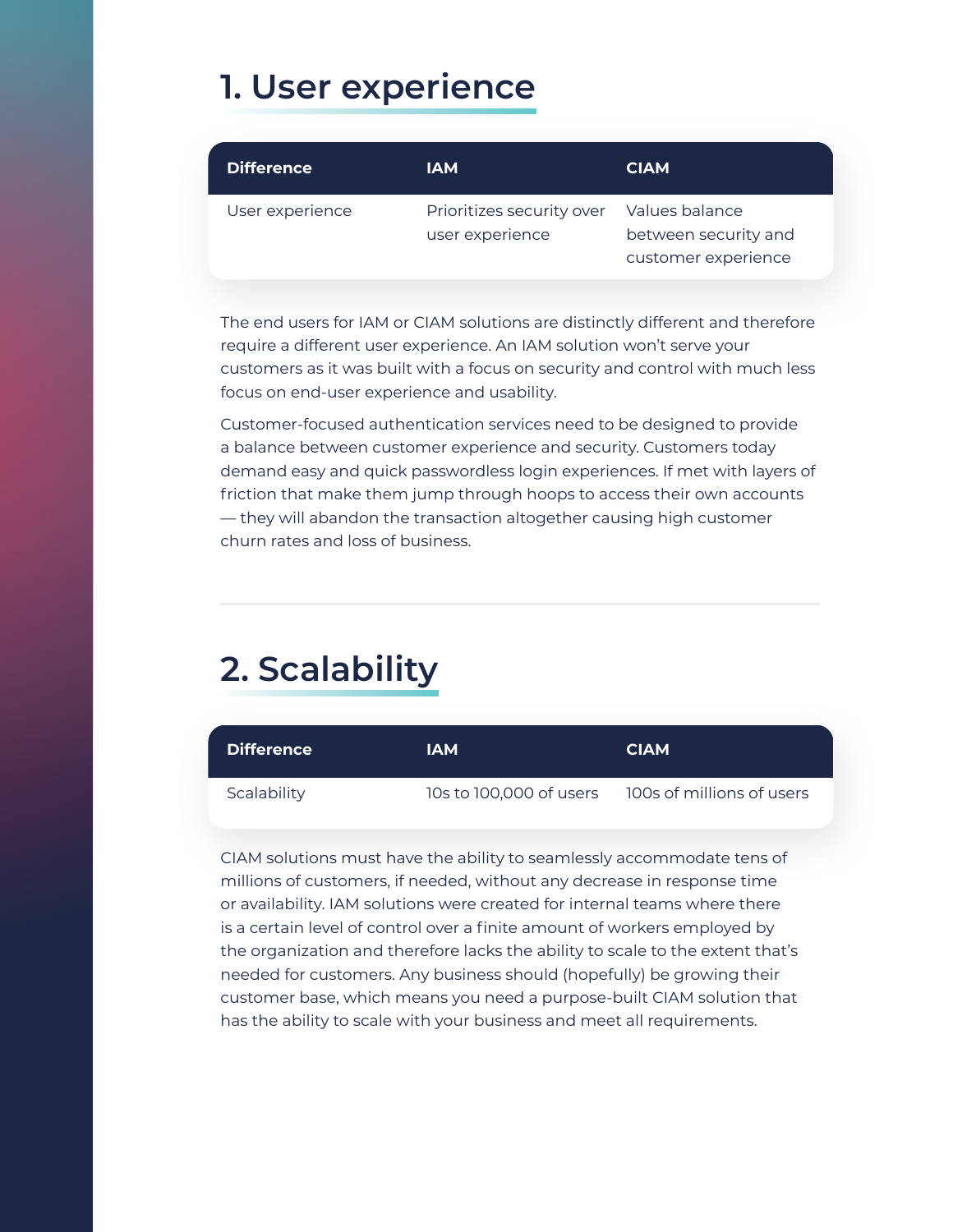## 1. User experience

| Difference | IAM | CIAM |
|---|---|---|
| User experience | Prioritizes security over user experience | Values balance between security and customer experience |

The end users for IAM or CIAM solutions are distinctly different and therefore require a different user experience. An IAM solution won't serve your customers as it was built with a focus on security and control with much less focus on end-user experience and usability.

Customer-focused authentication services need to be designed to provide a balance between customer experience and security. Customers today demand easy and quick passwordless login experiences. If met with layers of friction that make them jump through hoops to access their own accounts — they will abandon the transaction altogether causing high customer churn rates and loss of business.

---

## 2. Scalability

| Difference | IAM | CIAM |
|---|---|---|
| Scalability | 10s to 100,000 of users | 100s of millions of users |

CIAM solutions must have the ability to seamlessly accommodate tens of millions of customers, if needed, without any decrease in response time or availability. IAM solutions were created for internal teams where there is a certain level of control over a finite amount of workers employed by the organization and therefore lacks the ability to scale to the extent that's needed for customers. Any business should (hopefully) be growing their customer base, which means you need a purpose-built CIAM solution that has the ability to scale with your business and meet all requirements.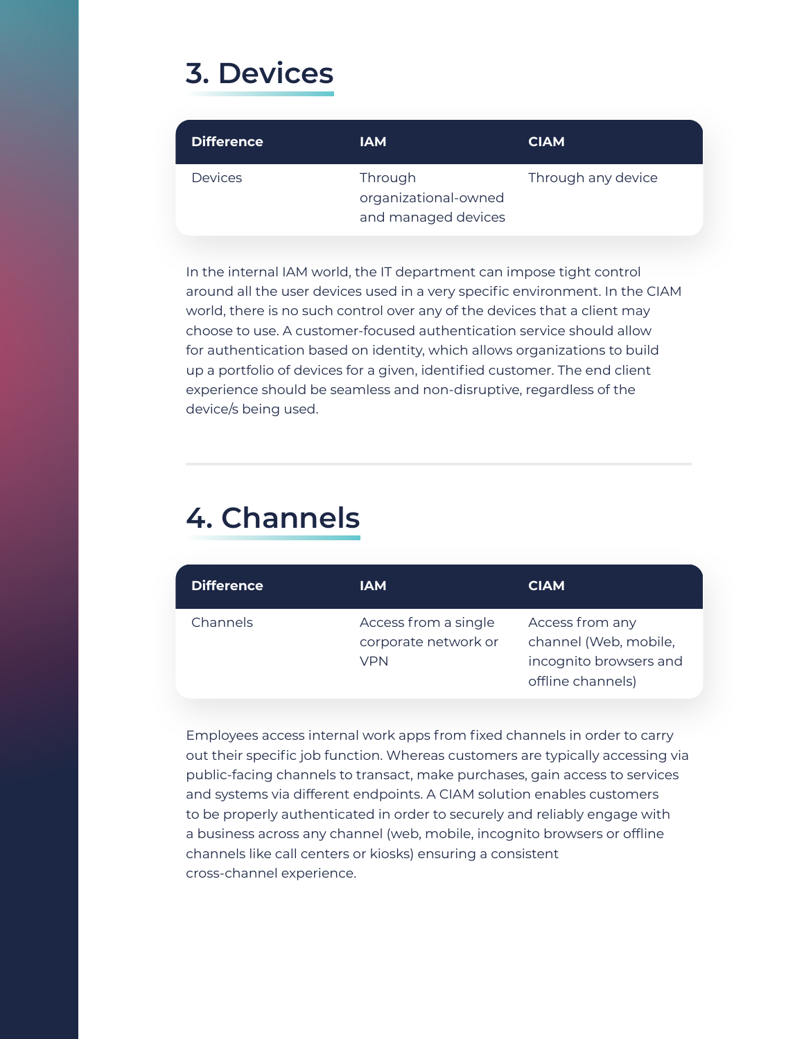## 3. Devices

| Difference | IAM | CIAM |
|---|---|---|
| Devices | Through organizational-owned and managed devices | Through any device |

In the internal IAM world, the IT department can impose tight control around all the user devices used in a very specific environment. In the CIAM world, there is no such control over any of the devices that a client may choose to use. A customer-focused authentication service should allow for authentication based on identity, which allows organizations to build up a portfolio of devices for a given, identified customer. The end client experience should be seamless and non-disruptive, regardless of the device/s being used.

## 4. Channels

| Difference | IAM | CIAM |
|---|---|---|
| Channels | Access from a single corporate network or VPN | Access from any channel (Web, mobile, incognito browsers and offline channels) |

Employees access internal work apps from fixed channels in order to carry out their specific job function. Whereas customers are typically accessing via public-facing channels to transact, make purchases, gain access to services and systems via different endpoints. A CIAM solution enables customers to be properly authenticated in order to securely and reliably engage with a business across any channel (web, mobile, incognito browsers or offline channels like call centers or kiosks) ensuring a consistent cross-channel experience.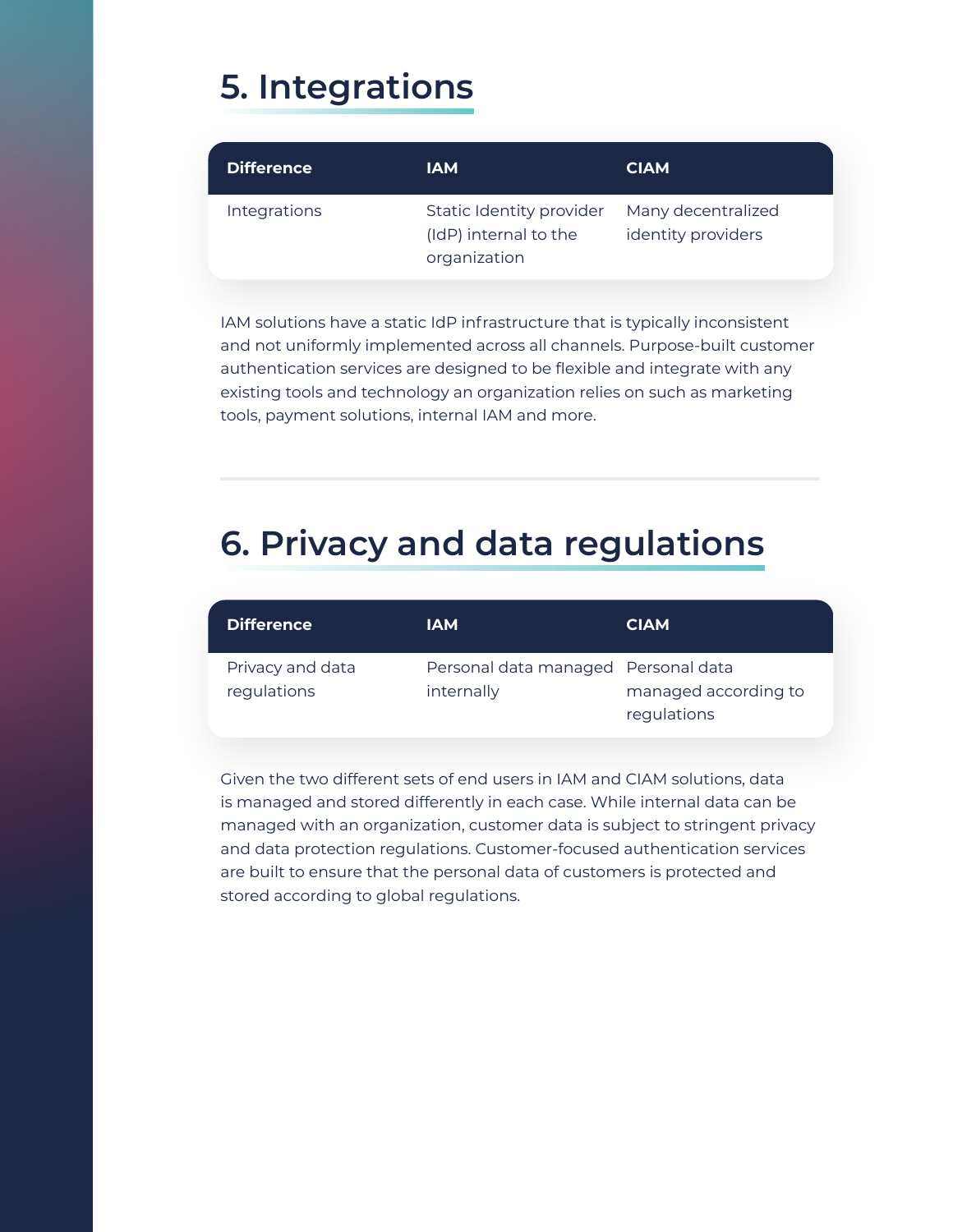## 5. Integrations

| Difference | IAM | CIAM |
| --- | --- | --- |
| Integrations | Static Identity provider (IdP) internal to the organization | Many decentralized identity providers |

IAM solutions have a static IdP infrastructure that is typically inconsistent and not uniformly implemented across all channels. Purpose-built customer authentication services are designed to be flexible and integrate with any existing tools and technology an organization relies on such as marketing tools, payment solutions, internal IAM and more.

---

## 6. Privacy and data regulations

| Difference | IAM | CIAM |
| --- | --- | --- |
| Privacy and data regulations | Personal data managed internally | Personal data managed according to regulations |

Given the two different sets of end users in IAM and CIAM solutions, data is managed and stored differently in each case. While internal data can be managed with an organization, customer data is subject to stringent privacy and data protection regulations. Customer-focused authentication services are built to ensure that the personal data of customers is protected and stored according to global regulations.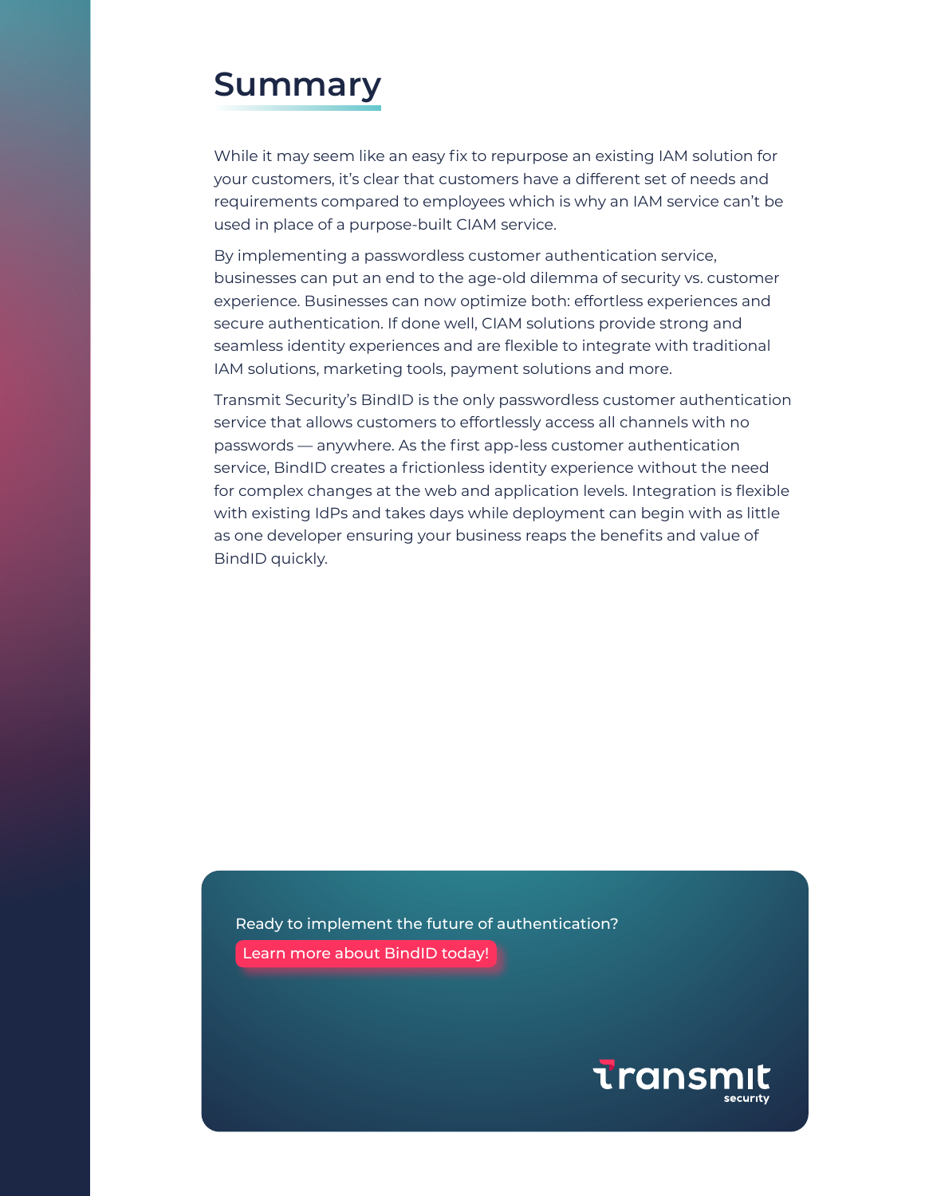# Summary

While it may seem like an easy fix to repurpose an existing IAM solution for your customers, it's clear that customers have a different set of needs and requirements compared to employees which is why an IAM service can't be used in place of a purpose-built CIAM service.

By implementing a passwordless customer authentication service, businesses can put an end to the age-old dilemma of security vs. customer experience. Businesses can now optimize both: effortless experiences and secure authentication. If done well, CIAM solutions provide strong and seamless identity experiences and are flexible to integrate with traditional IAM solutions, marketing tools, payment solutions and more.

Transmit Security's BindID is the only passwordless customer authentication service that allows customers to effortlessly access all channels with no passwords — anywhere. As the first app-less customer authentication service, BindID creates a frictionless identity experience without the need for complex changes at the web and application levels. Integration is flexible with existing IdPs and takes days while deployment can begin with as little as one developer ensuring your business reaps the benefits and value of BindID quickly.

Ready to implement the future of authentication?

Learn more about BindID today!

transmit security